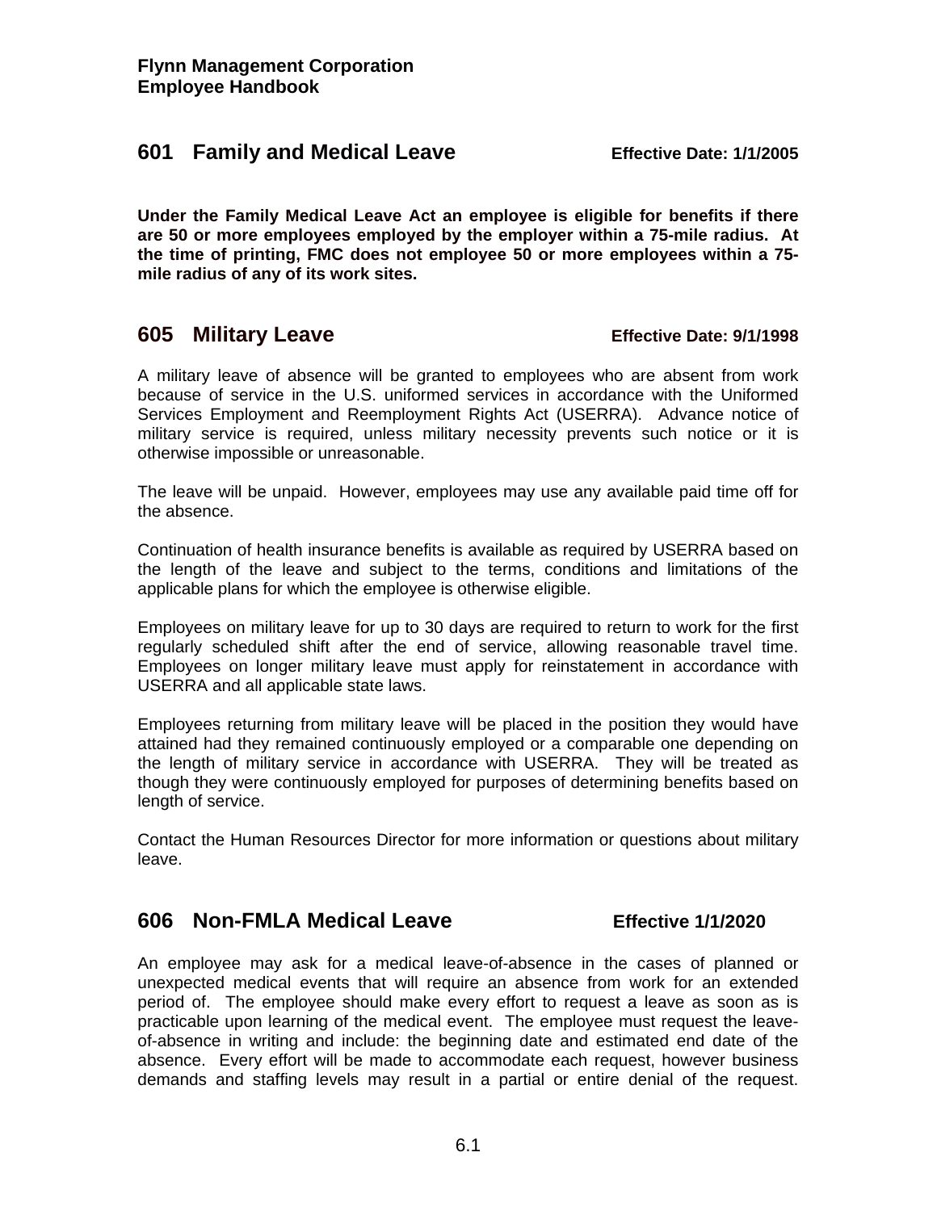**Flynn Management Corporation**
**Employee Handbook**

## 601 Family and Medical Leave

**Effective Date: 1/1/2005**

**Under the Family Medical Leave Act an employee is eligible for benefits if there are 50 or more employees employed by the employer within a 75-mile radius. At the time of printing, FMC does not employee 50 or more employees within a 75-mile radius of any of its work sites.**

## 605 Military Leave

**Effective Date: 9/1/1998**

A military leave of absence will be granted to employees who are absent from work because of service in the U.S. uniformed services in accordance with the Uniformed Services Employment and Reemployment Rights Act (USERRA). Advance notice of military service is required, unless military necessity prevents such notice or it is otherwise impossible or unreasonable.

The leave will be unpaid. However, employees may use any available paid time off for the absence.

Continuation of health insurance benefits is available as required by USERRA based on the length of the leave and subject to the terms, conditions and limitations of the applicable plans for which the employee is otherwise eligible.

Employees on military leave for up to 30 days are required to return to work for the first regularly scheduled shift after the end of service, allowing reasonable travel time. Employees on longer military leave must apply for reinstatement in accordance with USERRA and all applicable state laws.

Employees returning from military leave will be placed in the position they would have attained had they remained continuously employed or a comparable one depending on the length of military service in accordance with USERRA. They will be treated as though they were continuously employed for purposes of determining benefits based on length of service.

Contact the Human Resources Director for more information or questions about military leave.

## 606 Non-FMLA Medical Leave

**Effective 1/1/2020**

An employee may ask for a medical leave-of-absence in the cases of planned or unexpected medical events that will require an absence from work for an extended period of. The employee should make every effort to request a leave as soon as is practicable upon learning of the medical event. The employee must request the leave-of-absence in writing and include: the beginning date and estimated end date of the absence. Every effort will be made to accommodate each request, however business demands and staffing levels may result in a partial or entire denial of the request.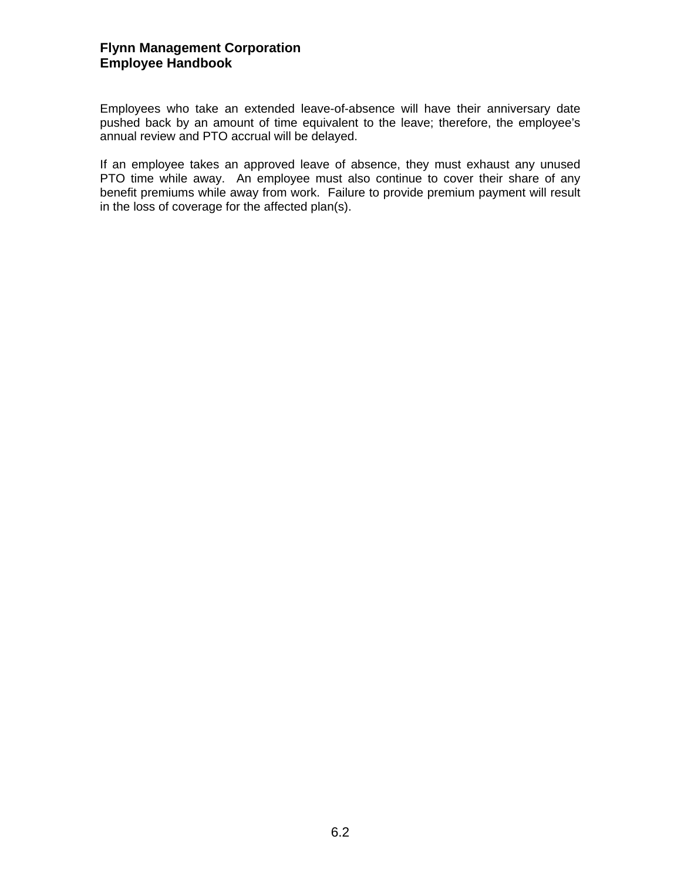Employees who take an extended leave-of-absence will have their anniversary date pushed back by an amount of time equivalent to the leave; therefore, the employee's annual review and PTO accrual will be delayed.

If an employee takes an approved leave of absence, they must exhaust any unused PTO time while away. An employee must also continue to cover their share of any benefit premiums while away from work. Failure to provide premium payment will result in the loss of coverage for the affected plan(s).